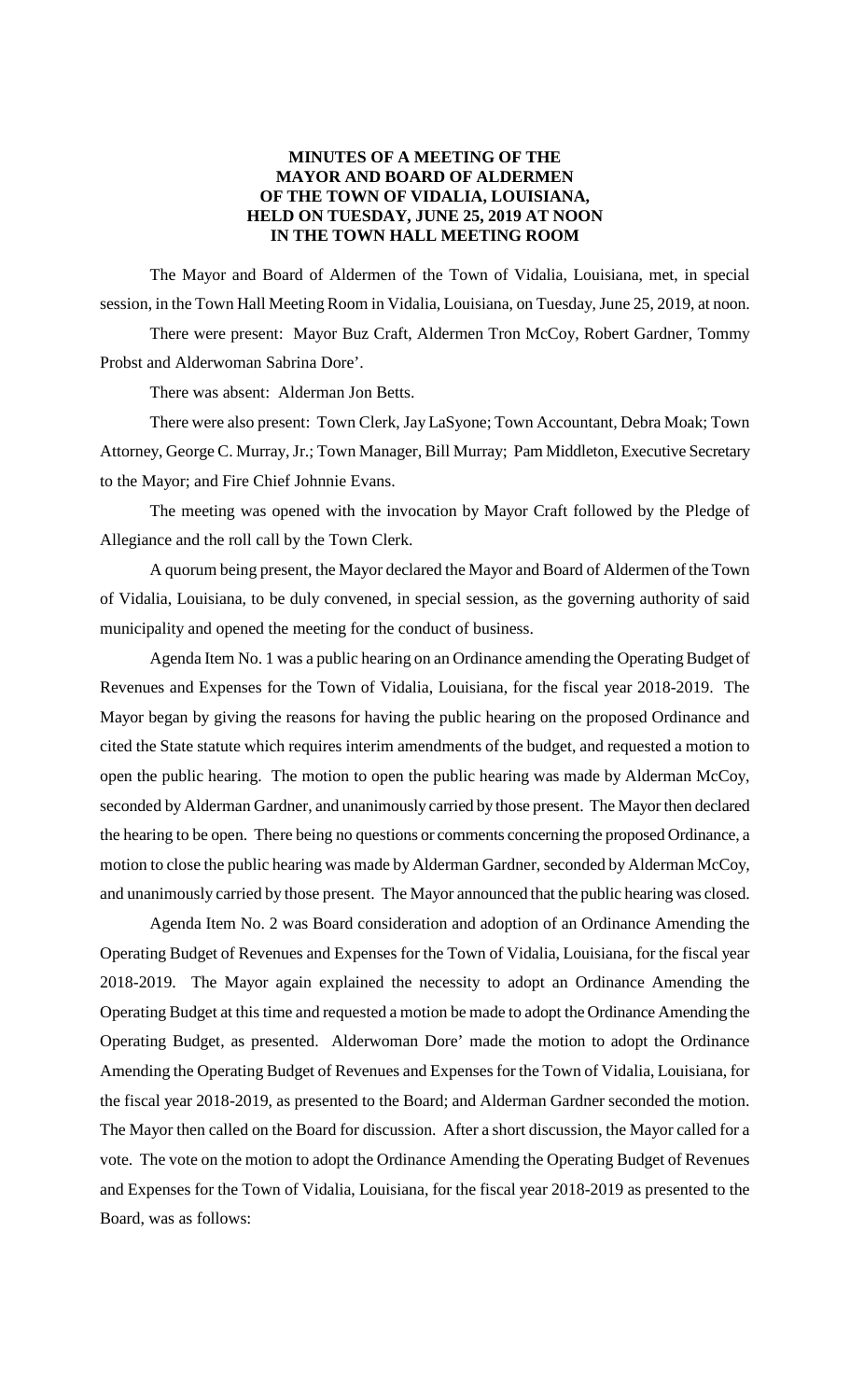**MINUTES OF A MEETING OF THE MAYOR AND BOARD OF ALDERMEN OF THE TOWN OF VIDALIA, LOUISIANA, HELD ON TUESDAY, JUNE 25, 2019 AT NOON IN THE TOWN HALL MEETING ROOM**

The Mayor and Board of Aldermen of the Town of Vidalia, Louisiana, met, in special session, in the Town Hall Meeting Room in Vidalia, Louisiana, on Tuesday, June 25, 2019, at noon.

There were present: Mayor Buz Craft, Aldermen Tron McCoy, Robert Gardner, Tommy Probst and Alderwoman Sabrina Dore'.

There was absent: Alderman Jon Betts.

There were also present: Town Clerk, Jay LaSyone; Town Accountant, Debra Moak; Town Attorney, George C. Murray, Jr.; Town Manager, Bill Murray; Pam Middleton, Executive Secretary to the Mayor; and Fire Chief Johnnie Evans.

The meeting was opened with the invocation by Mayor Craft followed by the Pledge of Allegiance and the roll call by the Town Clerk.

A quorum being present, the Mayor declared the Mayor and Board of Aldermen of the Town of Vidalia, Louisiana, to be duly convened, in special session, as the governing authority of said municipality and opened the meeting for the conduct of business.

Agenda Item No. 1 was a public hearing on an Ordinance amending the Operating Budget of Revenues and Expenses for the Town of Vidalia, Louisiana, for the fiscal year 2018-2019. The Mayor began by giving the reasons for having the public hearing on the proposed Ordinance and cited the State statute which requires interim amendments of the budget, and requested a motion to open the public hearing. The motion to open the public hearing was made by Alderman McCoy, seconded by Alderman Gardner, and unanimously carried by those present. The Mayor then declared the hearing to be open. There being no questions or comments concerning the proposed Ordinance, a motion to close the public hearing was made by Alderman Gardner, seconded by Alderman McCoy, and unanimously carried by those present. The Mayor announced that the public hearing was closed.

Agenda Item No. 2 was Board consideration and adoption of an Ordinance Amending the Operating Budget of Revenues and Expenses for the Town of Vidalia, Louisiana, for the fiscal year 2018-2019. The Mayor again explained the necessity to adopt an Ordinance Amending the Operating Budget at this time and requested a motion be made to adopt the Ordinance Amending the Operating Budget, as presented. Alderwoman Dore' made the motion to adopt the Ordinance Amending the Operating Budget of Revenues and Expenses for the Town of Vidalia, Louisiana, for the fiscal year 2018-2019, as presented to the Board; and Alderman Gardner seconded the motion. The Mayor then called on the Board for discussion. After a short discussion, the Mayor called for a vote. The vote on the motion to adopt the Ordinance Amending the Operating Budget of Revenues and Expenses for the Town of Vidalia, Louisiana, for the fiscal year 2018-2019 as presented to the Board, was as follows: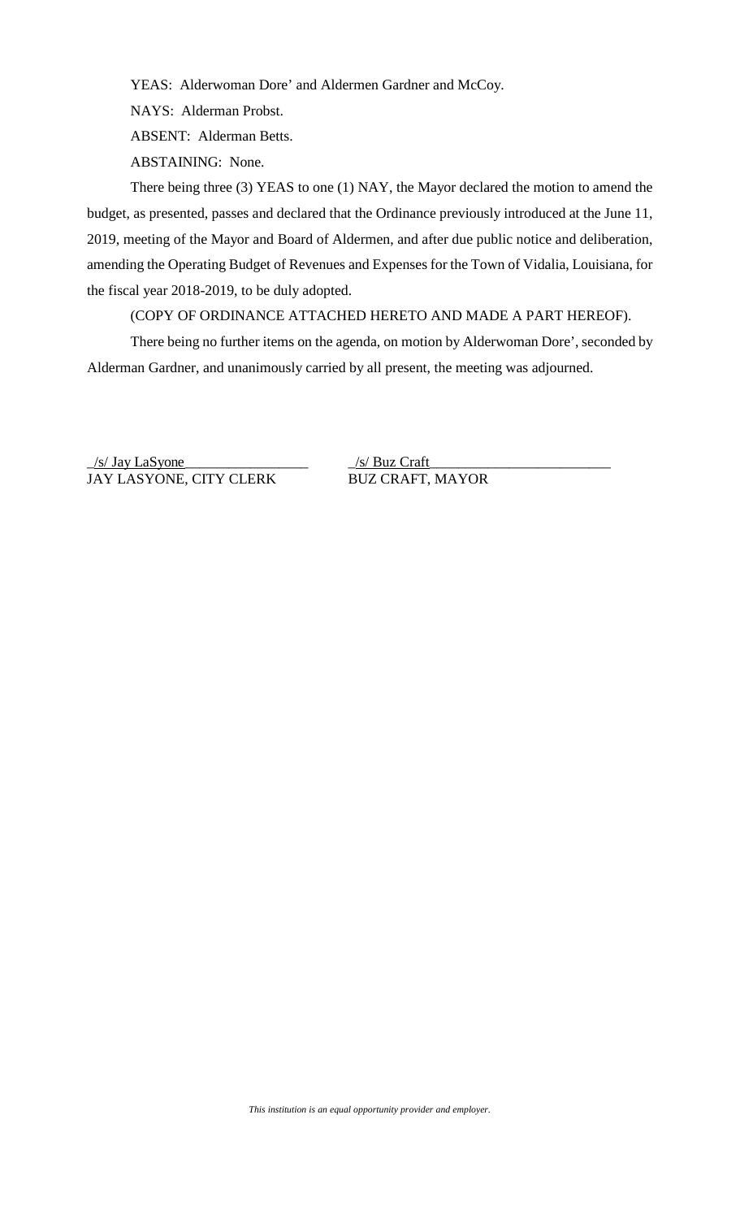YEAS: Alderwoman Dore' and Aldermen Gardner and McCoy.

NAYS: Alderman Probst.

ABSENT: Alderman Betts.

ABSTAINING: None.

There being three (3) YEAS to one (1) NAY, the Mayor declared the motion to amend the budget, as presented, passes and declared that the Ordinance previously introduced at the June 11, 2019, meeting of the Mayor and Board of Aldermen, and after due public notice and deliberation, amending the Operating Budget of Revenues and Expenses for the Town of Vidalia, Louisiana, for the fiscal year 2018-2019, to be duly adopted.

(COPY OF ORDINANCE ATTACHED HERETO AND MADE A PART HEREOF).

There being no further items on the agenda, on motion by Alderwoman Dore', seconded by Alderman Gardner, and unanimously carried by all present, the meeting was adjourned.

/s/ Jay LaSyone
JAY LASYONE, CITY CLERK

/s/ Buz Craft
BUZ CRAFT, MAYOR

*This institution is an equal opportunity provider and employer.*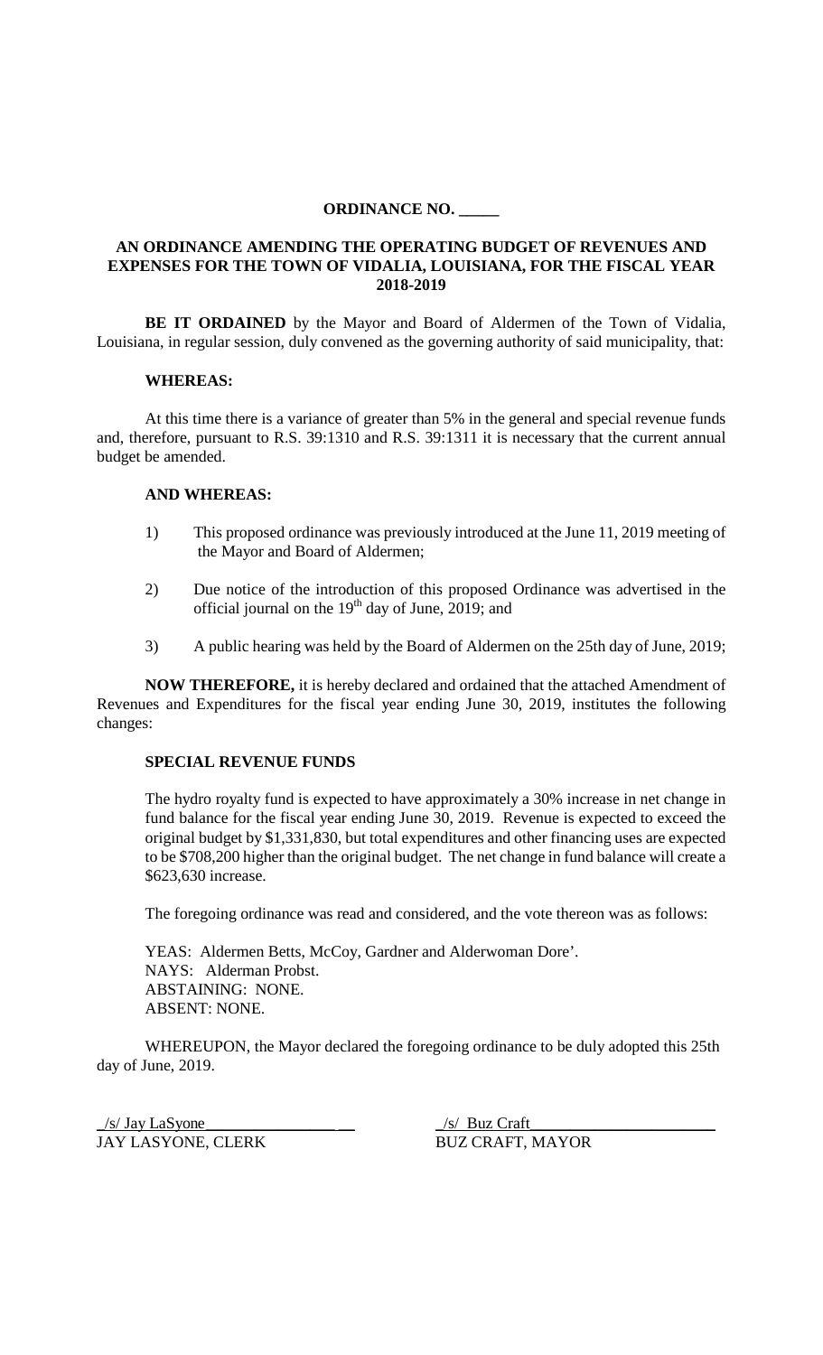**ORDINANCE NO. _____**

**AN ORDINANCE AMENDING THE OPERATING BUDGET OF REVENUES AND EXPENSES FOR THE TOWN OF VIDALIA, LOUISIANA, FOR THE FISCAL YEAR 2018-2019**

**BE IT ORDAINED** by the Mayor and Board of Aldermen of the Town of Vidalia, Louisiana, in regular session, duly convened as the governing authority of said municipality, that:

**WHEREAS:**

At this time there is a variance of greater than 5% in the general and special revenue funds and, therefore, pursuant to R.S. 39:1310 and R.S. 39:1311 it is necessary that the current annual budget be amended.

**AND WHEREAS:**

1) This proposed ordinance was previously introduced at the June 11, 2019 meeting of the Mayor and Board of Aldermen;

2) Due notice of the introduction of this proposed Ordinance was advertised in the official journal on the 19th day of June, 2019; and

3) A public hearing was held by the Board of Aldermen on the 25th day of June, 2019;

**NOW THEREFORE,** it is hereby declared and ordained that the attached Amendment of Revenues and Expenditures for the fiscal year ending June 30, 2019, institutes the following changes:

**SPECIAL REVENUE FUNDS**

The hydro royalty fund is expected to have approximately a 30% increase in net change in fund balance for the fiscal year ending June 30, 2019. Revenue is expected to exceed the original budget by $1,331,830, but total expenditures and other financing uses are expected to be $708,200 higher than the original budget. The net change in fund balance will create a $623,630 increase.

The foregoing ordinance was read and considered, and the vote thereon was as follows:

YEAS: Aldermen Betts, McCoy, Gardner and Alderwoman Dore'.
NAYS: Alderman Probst.
ABSTAINING: NONE.
ABSENT: NONE.

WHEREUPON, the Mayor declared the foregoing ordinance to be duly adopted this 25th day of June, 2019.

_/s/ Jay LaSyone_
JAY LASYONE, CLERK

_/s/ Buz Craft_
BUZ CRAFT, MAYOR